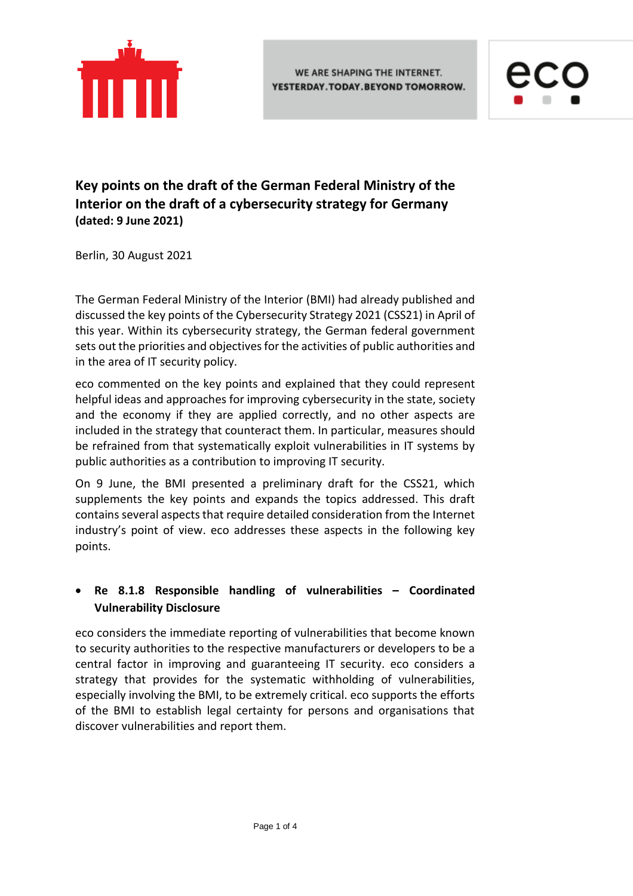WE ARE SHAPING THE INTERNET.
YESTERDAY.TODAY.BEYOND TOMORROW.

# Key points on the draft of the German Federal Ministry of the Interior on the draft of a cybersecurity strategy for Germany

**(dated: 9 June 2021)**

Berlin, 30 August 2021

The German Federal Ministry of the Interior (BMI) had already published and discussed the key points of the Cybersecurity Strategy 2021 (CSS21) in April of this year. Within its cybersecurity strategy, the German federal government sets out the priorities and objectives for the activities of public authorities and in the area of IT security policy.

eco commented on the key points and explained that they could represent helpful ideas and approaches for improving cybersecurity in the state, society and the economy if they are applied correctly, and no other aspects are included in the strategy that counteract them. In particular, measures should be refrained from that systematically exploit vulnerabilities in IT systems by public authorities as a contribution to improving IT security.

On 9 June, the BMI presented a preliminary draft for the CSS21, which supplements the key points and expands the topics addressed. This draft contains several aspects that require detailed consideration from the Internet industry's point of view. eco addresses these aspects in the following key points.

- **Re 8.1.8 Responsible handling of vulnerabilities – Coordinated Vulnerability Disclosure**

eco considers the immediate reporting of vulnerabilities that become known to security authorities to the respective manufacturers or developers to be a central factor in improving and guaranteeing IT security. eco considers a strategy that provides for the systematic withholding of vulnerabilities, especially involving the BMI, to be extremely critical. eco supports the efforts of the BMI to establish legal certainty for persons and organisations that discover vulnerabilities and report them.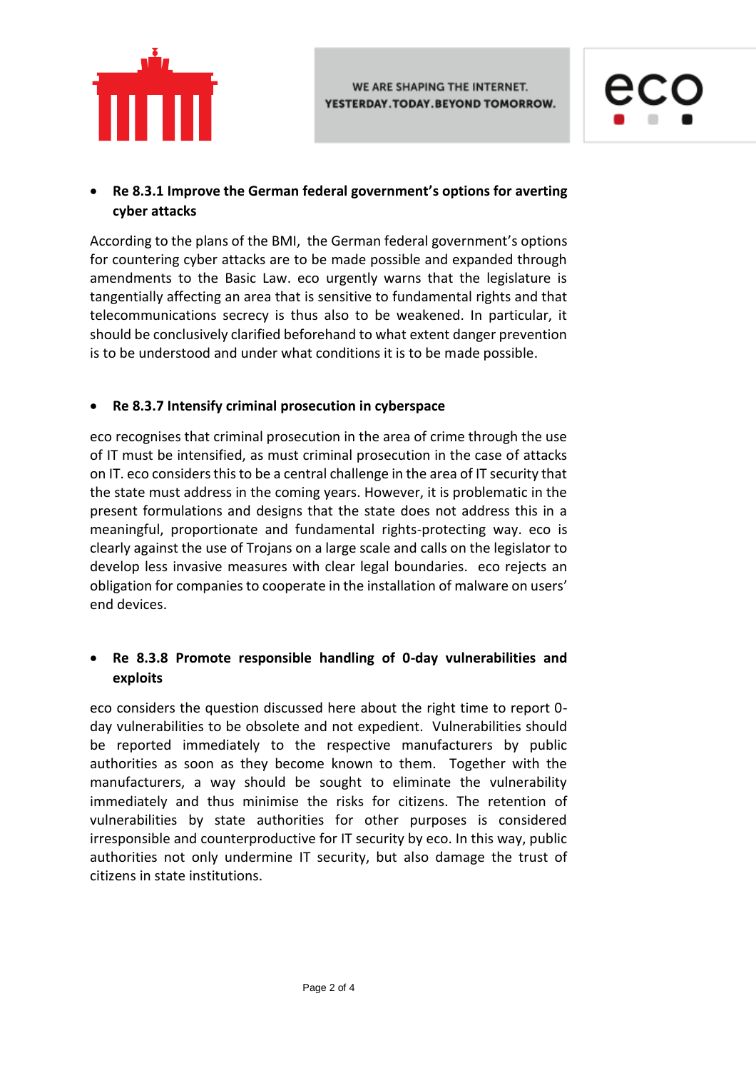- **Re 8.3.1 Improve the German federal government's options for averting cyber attacks**

According to the plans of the BMI, the German federal government's options for countering cyber attacks are to be made possible and expanded through amendments to the Basic Law. eco urgently warns that the legislature is tangentially affecting an area that is sensitive to fundamental rights and that telecommunications secrecy is thus also to be weakened. In particular, it should be conclusively clarified beforehand to what extent danger prevention is to be understood and under what conditions it is to be made possible.

- **Re 8.3.7 Intensify criminal prosecution in cyberspace**

eco recognises that criminal prosecution in the area of crime through the use of IT must be intensified, as must criminal prosecution in the case of attacks on IT. eco considers this to be a central challenge in the area of IT security that the state must address in the coming years. However, it is problematic in the present formulations and designs that the state does not address this in a meaningful, proportionate and fundamental rights-protecting way. eco is clearly against the use of Trojans on a large scale and calls on the legislator to develop less invasive measures with clear legal boundaries. eco rejects an obligation for companies to cooperate in the installation of malware on users' end devices.

- **Re 8.3.8 Promote responsible handling of 0-day vulnerabilities and exploits**

eco considers the question discussed here about the right time to report 0-day vulnerabilities to be obsolete and not expedient. Vulnerabilities should be reported immediately to the respective manufacturers by public authorities as soon as they become known to them. Together with the manufacturers, a way should be sought to eliminate the vulnerability immediately and thus minimise the risks for citizens. The retention of vulnerabilities by state authorities for other purposes is considered irresponsible and counterproductive for IT security by eco. In this way, public authorities not only undermine IT security, but also damage the trust of citizens in state institutions.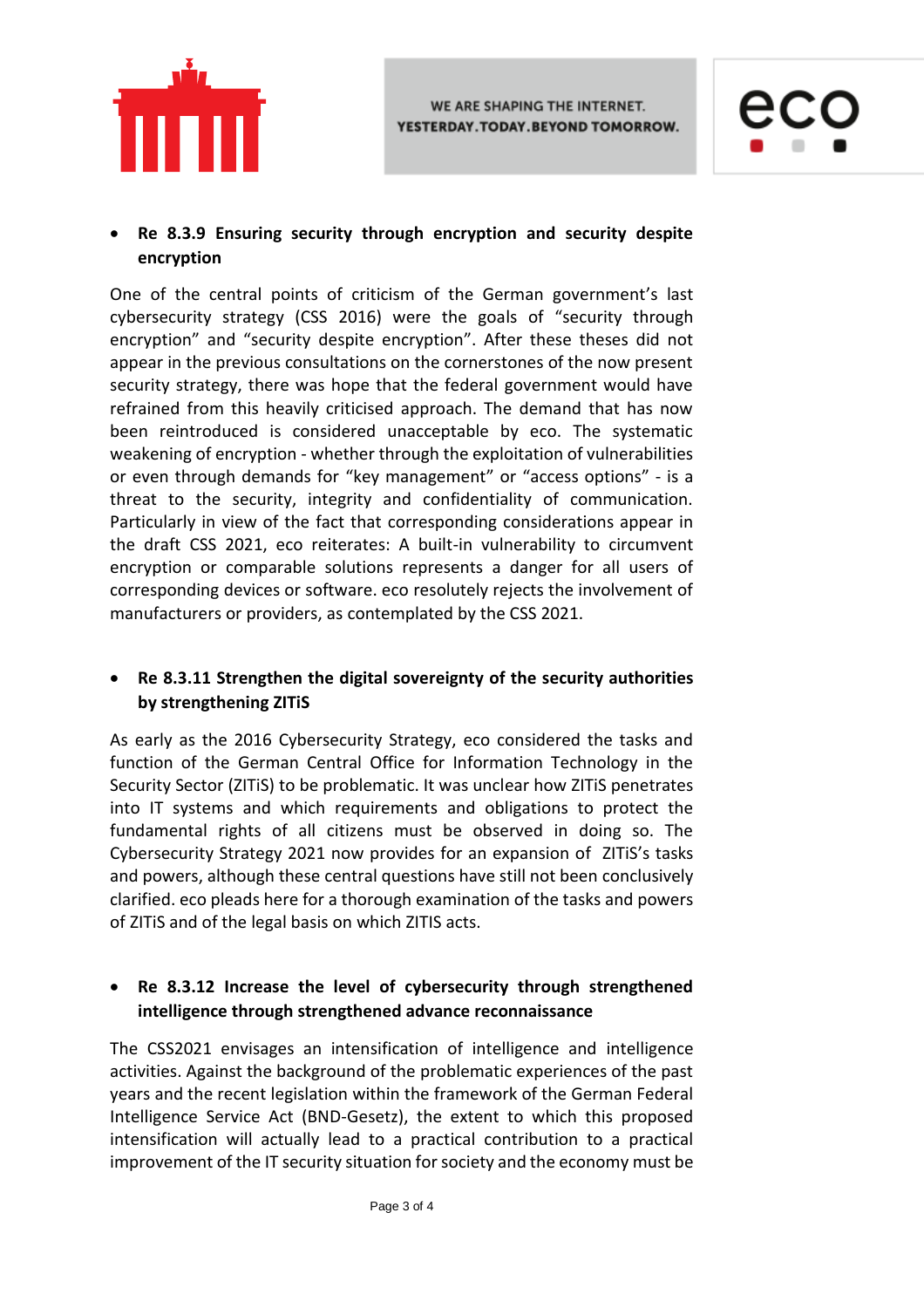- **Re 8.3.9 Ensuring security through encryption and security despite encryption**

One of the central points of criticism of the German government's last cybersecurity strategy (CSS 2016) were the goals of "security through encryption" and "security despite encryption". After these theses did not appear in the previous consultations on the cornerstones of the now present security strategy, there was hope that the federal government would have refrained from this heavily criticised approach. The demand that has now been reintroduced is considered unacceptable by eco. The systematic weakening of encryption - whether through the exploitation of vulnerabilities or even through demands for "key management" or "access options" - is a threat to the security, integrity and confidentiality of communication. Particularly in view of the fact that corresponding considerations appear in the draft CSS 2021, eco reiterates: A built-in vulnerability to circumvent encryption or comparable solutions represents a danger for all users of corresponding devices or software. eco resolutely rejects the involvement of manufacturers or providers, as contemplated by the CSS 2021.

- **Re 8.3.11 Strengthen the digital sovereignty of the security authorities by strengthening ZITiS**

As early as the 2016 Cybersecurity Strategy, eco considered the tasks and function of the German Central Office for Information Technology in the Security Sector (ZITiS) to be problematic. It was unclear how ZITiS penetrates into IT systems and which requirements and obligations to protect the fundamental rights of all citizens must be observed in doing so. The Cybersecurity Strategy 2021 now provides for an expansion of ZITiS's tasks and powers, although these central questions have still not been conclusively clarified. eco pleads here for a thorough examination of the tasks and powers of ZITiS and of the legal basis on which ZITIS acts.

- **Re 8.3.12 Increase the level of cybersecurity through strengthened intelligence through strengthened advance reconnaissance**

The CSS2021 envisages an intensification of intelligence and intelligence activities. Against the background of the problematic experiences of the past years and the recent legislation within the framework of the German Federal Intelligence Service Act (BND-Gesetz), the extent to which this proposed intensification will actually lead to a practical contribution to a practical improvement of the IT security situation for society and the economy must be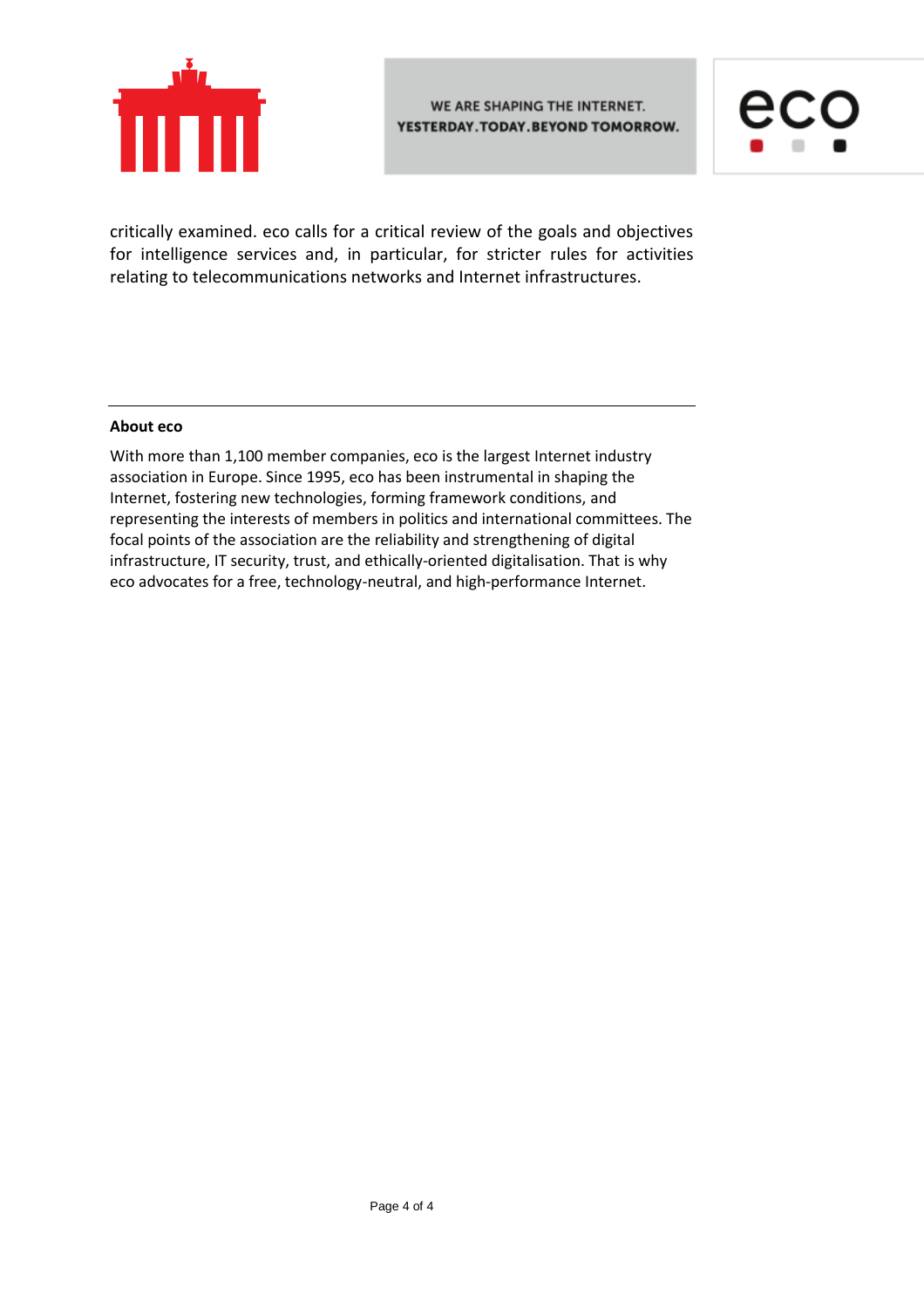critically examined. eco calls for a critical review of the goals and objectives for intelligence services and, in particular, for stricter rules for activities relating to telecommunications networks and Internet infrastructures.

---

**About eco**

With more than 1,100 member companies, eco is the largest Internet industry association in Europe. Since 1995, eco has been instrumental in shaping the Internet, fostering new technologies, forming framework conditions, and representing the interests of members in politics and international committees. The focal points of the association are the reliability and strengthening of digital infrastructure, IT security, trust, and ethically-oriented digitalisation. That is why eco advocates for a free, technology-neutral, and high-performance Internet.